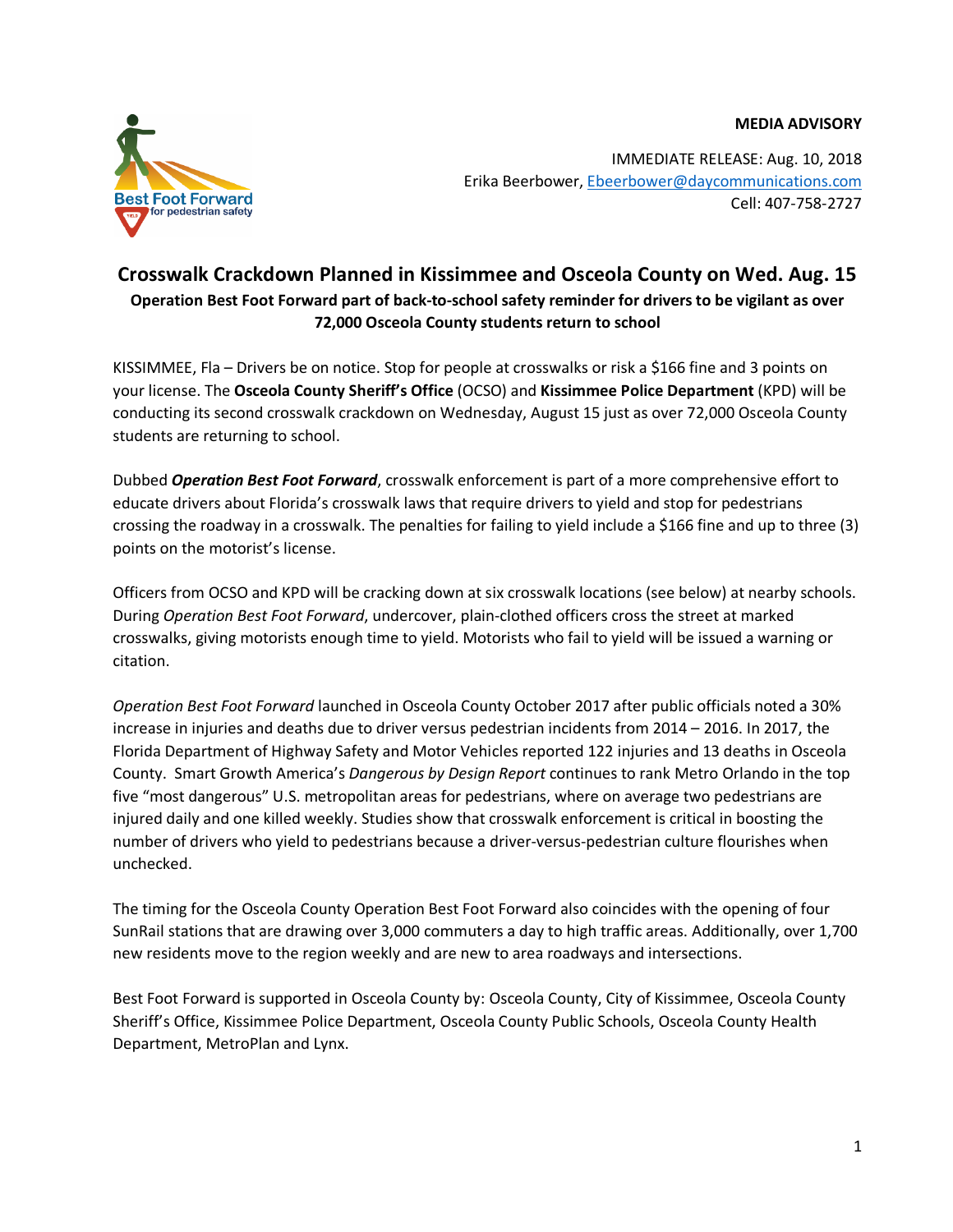Best Foot Forward for pedestrian safety

**MEDIA ADVISORY**

IMMEDIATE RELEASE: Aug. 10, 2018
Erika Beerbower, [Ebeerbower@daycommunications.com](mailto:Ebeerbower@daycommunications.com)
Cell: 407-758-2727

# Crosswalk Crackdown Planned in Kissimmee and Osceola County on Wed. Aug. 15

**Operation Best Foot Forward part of back-to-school safety reminder for drivers to be vigilant as over 72,000 Osceola County students return to school**

KISSIMMEE, Fla – Drivers be on notice. Stop for people at crosswalks or risk a $166 fine and 3 points on your license. The **Osceola County Sheriff's Office** (OCSO) and **Kissimmee Police Department** (KPD) will be conducting its second crosswalk crackdown on Wednesday, August 15 just as over 72,000 Osceola County students are returning to school.

Dubbed ***Operation Best Foot Forward***, crosswalk enforcement is part of a more comprehensive effort to educate drivers about Florida's crosswalk laws that require drivers to yield and stop for pedestrians crossing the roadway in a crosswalk. The penalties for failing to yield include a $166 fine and up to three (3) points on the motorist's license.

Officers from OCSO and KPD will be cracking down at six crosswalk locations (see below) at nearby schools. During *Operation Best Foot Forward*, undercover, plain-clothed officers cross the street at marked crosswalks, giving motorists enough time to yield. Motorists who fail to yield will be issued a warning or citation.

*Operation Best Foot Forward* launched in Osceola County October 2017 after public officials noted a 30% increase in injuries and deaths due to driver versus pedestrian incidents from 2014 – 2016. In 2017, the Florida Department of Highway Safety and Motor Vehicles reported 122 injuries and 13 deaths in Osceola County. Smart Growth America's *Dangerous by Design Report* continues to rank Metro Orlando in the top five "most dangerous" U.S. metropolitan areas for pedestrians, where on average two pedestrians are injured daily and one killed weekly. Studies show that crosswalk enforcement is critical in boosting the number of drivers who yield to pedestrians because a driver-versus-pedestrian culture flourishes when unchecked.

The timing for the Osceola County Operation Best Foot Forward also coincides with the opening of four SunRail stations that are drawing over 3,000 commuters a day to high traffic areas. Additionally, over 1,700 new residents move to the region weekly and are new to area roadways and intersections.

Best Foot Forward is supported in Osceola County by: Osceola County, City of Kissimmee, Osceola County Sheriff's Office, Kissimmee Police Department, Osceola County Public Schools, Osceola County Health Department, MetroPlan and Lynx.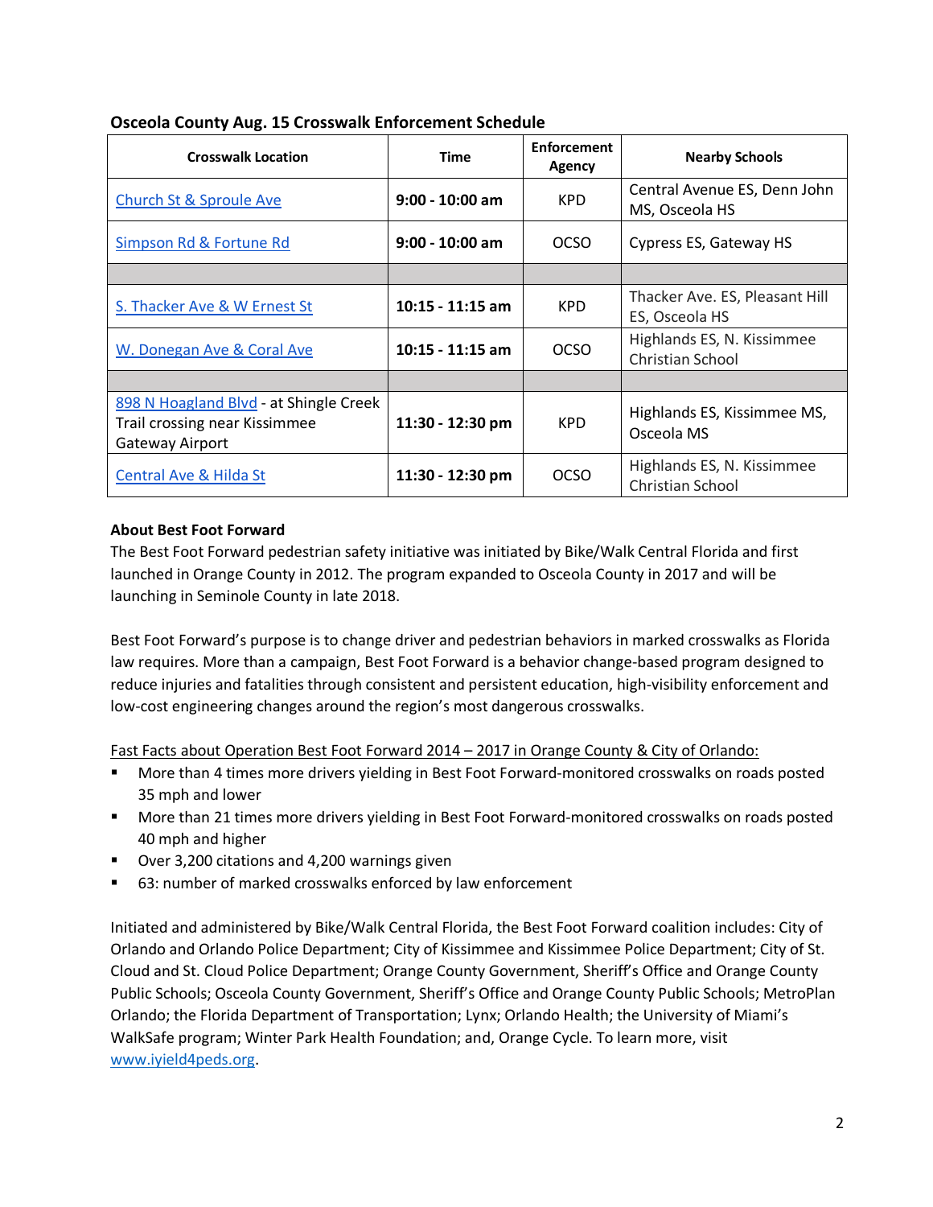**Osceola County Aug. 15 Crosswalk Enforcement Schedule**

| Crosswalk Location | Time | Enforcement Agency | Nearby Schools |
|---|---|---|---|
| Church St & Sproule Ave | **9:00 - 10:00 am** | KPD | Central Avenue ES, Denn John MS, Osceola HS |
| Simpson Rd & Fortune Rd | **9:00 - 10:00 am** | OCSO | Cypress ES, Gateway HS |
| | | | |
| S. Thacker Ave & W Ernest St | **10:15 - 11:15 am** | KPD | Thacker Ave. ES, Pleasant Hill ES, Osceola HS |
| W. Donegan Ave & Coral Ave | **10:15 - 11:15 am** | OCSO | Highlands ES, N. Kissimmee Christian School |
| | | | |
| 898 N Hoagland Blvd - at Shingle Creek Trail crossing near Kissimmee Gateway Airport | **11:30 - 12:30 pm** | KPD | Highlands ES, Kissimmee MS, Osceola MS |
| Central Ave & Hilda St | **11:30 - 12:30 pm** | OCSO | Highlands ES, N. Kissimmee Christian School |

**About Best Foot Forward**

The Best Foot Forward pedestrian safety initiative was initiated by Bike/Walk Central Florida and first launched in Orange County in 2012. The program expanded to Osceola County in 2017 and will be launching in Seminole County in late 2018.

Best Foot Forward's purpose is to change driver and pedestrian behaviors in marked crosswalks as Florida law requires. More than a campaign, Best Foot Forward is a behavior change-based program designed to reduce injuries and fatalities through consistent and persistent education, high-visibility enforcement and low-cost engineering changes around the region's most dangerous crosswalks.

Fast Facts about Operation Best Foot Forward 2014 – 2017 in Orange County & City of Orlando:

- More than 4 times more drivers yielding in Best Foot Forward-monitored crosswalks on roads posted 35 mph and lower
- More than 21 times more drivers yielding in Best Foot Forward-monitored crosswalks on roads posted 40 mph and higher
- Over 3,200 citations and 4,200 warnings given
- 63: number of marked crosswalks enforced by law enforcement

Initiated and administered by Bike/Walk Central Florida, the Best Foot Forward coalition includes: City of Orlando and Orlando Police Department; City of Kissimmee and Kissimmee Police Department; City of St. Cloud and St. Cloud Police Department; Orange County Government, Sheriff's Office and Orange County Public Schools; Osceola County Government, Sheriff's Office and Orange County Public Schools; MetroPlan Orlando; the Florida Department of Transportation; Lynx; Orlando Health; the University of Miami's WalkSafe program; Winter Park Health Foundation; and, Orange Cycle. To learn more, visit www.iyield4peds.org.